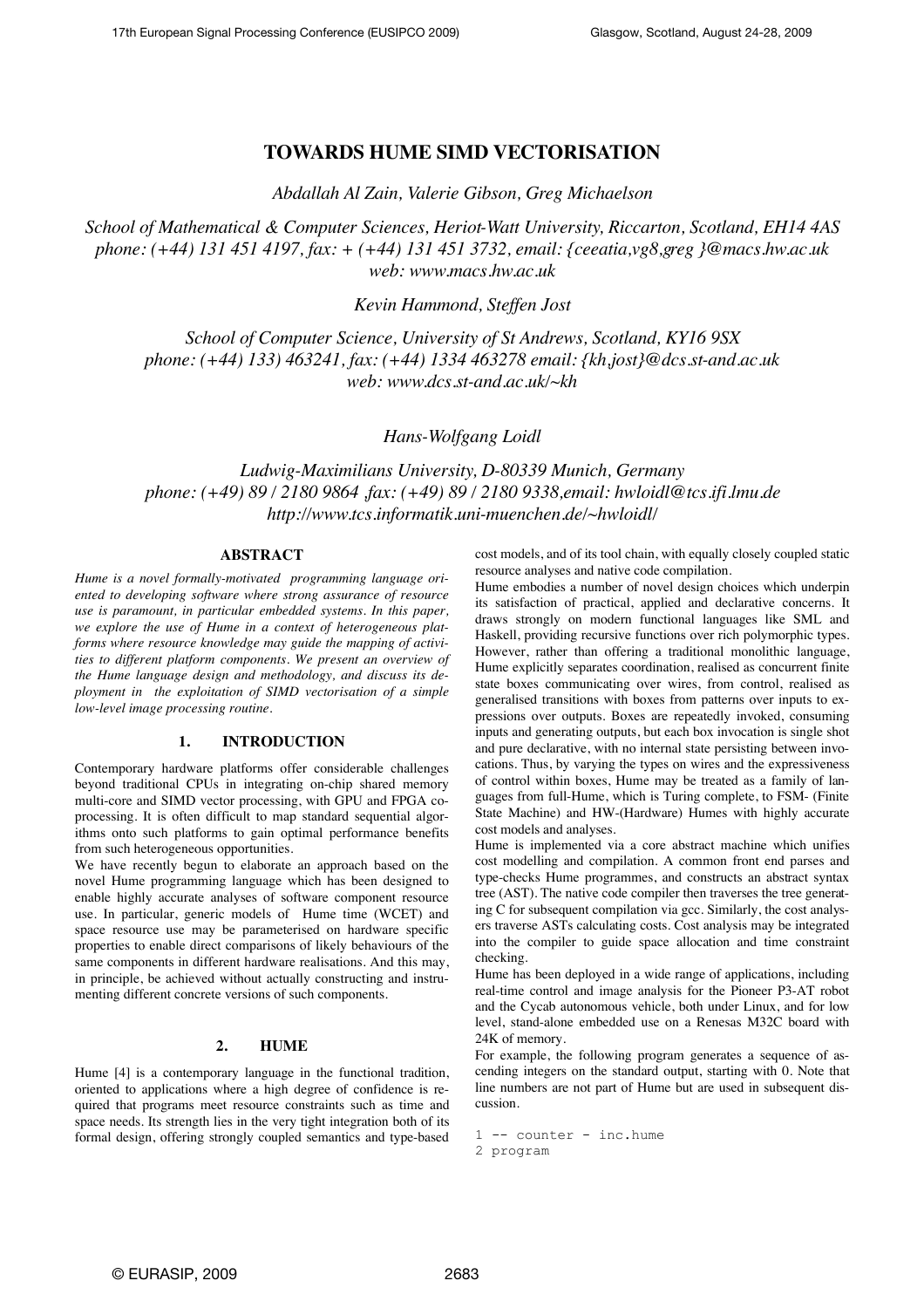# TOWARDS HUME SIMD VECTORISATION

*Abdallah Al Zain, Valerie Gibson, Greg Michaelson*

*School of Mathematical & Computer Sciences, Heriot-Watt University, Riccarton, Scotland, EH14 4AS*
*phone: (+44) 131 451 4197, fax: + (+44) 131 451 3732, email: {ceeatia,vg8,greg }@macs.hw.ac.uk*
*web: www.macs.hw.ac.uk*

*Kevin Hammond, Steffen Jost*

*School of Computer Science, University of St Andrews, Scotland, KY16 9SX*
*phone: (+44) 133) 463241, fax: (+44) 1334 463278 email: {kh,jost}@dcs.st-and.ac.uk*
*web: www.dcs.st-and.ac.uk/~kh*

*Hans-Wolfgang Loidl*

*Ludwig-Maximilians University, D-80339 Munich, Germany*
*phone: (+49) 89 / 2180 9864 ,fax: (+49) 89 / 2180 9338,email: hwloidl@tcs.ifi.lmu.de*
*http://www.tcs.informatik.uni-muenchen.de/~hwloidl/*

## ABSTRACT

*Hume is a novel formally-motivated programming language oriented to developing software where strong assurance of resource use is paramount, in particular embedded systems. In this paper, we explore the use of Hume in a context of heterogeneous platforms where resource knowledge may guide the mapping of activities to different platform components. We present an overview of the Hume language design and methodology, and discuss its deployment in the exploitation of SIMD vectorisation of a simple low-level image processing routine.*

## 1. INTRODUCTION

Contemporary hardware platforms offer considerable challenges beyond traditional CPUs in integrating on-chip shared memory multi-core and SIMD vector processing, with GPU and FPGA co-processing. It is often difficult to map standard sequential algorithms onto such platforms to gain optimal performance benefits from such heterogeneous opportunities.

We have recently begun to elaborate an approach based on the novel Hume programming language which has been designed to enable highly accurate analyses of software component resource use. In particular, generic models of Hume time (WCET) and space resource use may be parameterised on hardware specific properties to enable direct comparisons of likely behaviours of the same components in different hardware realisations. And this may, in principle, be achieved without actually constructing and instrumenting different concrete versions of such components.

## 2. HUME

Hume [4] is a contemporary language in the functional tradition, oriented to applications where a high degree of confidence is required that programs meet resource constraints such as time and space needs. Its strength lies in the very tight integration both of its formal design, offering strongly coupled semantics and type-based cost models, and of its tool chain, with equally closely coupled static resource analyses and native code compilation.

Hume embodies a number of novel design choices which underpin its satisfaction of practical, applied and declarative concerns. It draws strongly on modern functional languages like SML and Haskell, providing recursive functions over rich polymorphic types. However, rather than offering a traditional monolithic language, Hume explicitly separates coordination, realised as concurrent finite state boxes communicating over wires, from control, realised as generalised transitions with boxes from patterns over inputs to expressions over outputs. Boxes are repeatedly invoked, consuming inputs and generating outputs, but each box invocation is single shot and pure declarative, with no internal state persisting between invocations. Thus, by varying the types on wires and the expressiveness of control within boxes, Hume may be treated as a family of languages from full-Hume, which is Turing complete, to FSM- (Finite State Machine) and HW-(Hardware) Humes with highly accurate cost models and analyses.

Hume is implemented via a core abstract machine which unifies cost modelling and compilation. A common front end parses and type-checks Hume programmes, and constructs an abstract syntax tree (AST). The native code compiler then traverses the tree generating C for subsequent compilation via gcc. Similarly, the cost analysers traverse ASTs calculating costs. Cost analysis may be integrated into the compiler to guide space allocation and time constraint checking.

Hume has been deployed in a wide range of applications, including real-time control and image analysis for the Pioneer P3-AT robot and the Cycab autonomous vehicle, both under Linux, and for low level, stand-alone embedded use on a Renesas M32C board with 24K of memory.

For example, the following program generates a sequence of ascending integers on the standard output, starting with 0. Note that line numbers are not part of Hume but are used in subsequent discussion.

```
1 -- counter - inc.hume
2 program
```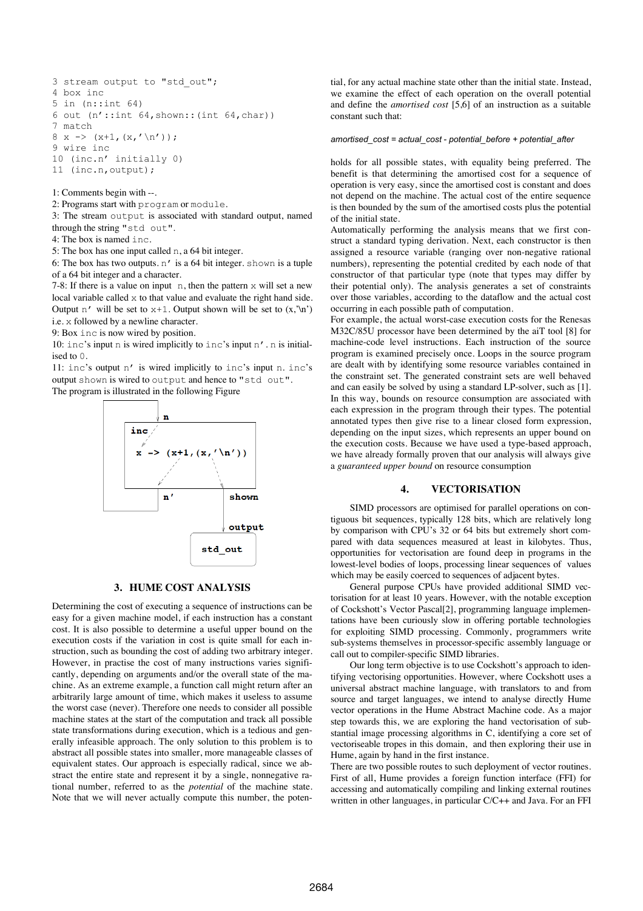```
3 stream output to "std_out";
4 box inc
5 in (n::int 64)
6 out (n'::int 64,shown::(int 64,char))
7 match
8 x -> (x+1,(x,'\n'));
9 wire inc
10 (inc.n' initially 0)
11 (inc.n,output);
```

1: Comments begin with --.

2: Programs start with `program` or `module`.

3: The stream `output` is associated with standard output, named through the string `"std out"`.

4: The box is named `inc`.

5: The box has one input called `n`, a 64 bit integer.

6: The box has two outputs. `n'` is a 64 bit integer. `shown` is a tuple of a 64 bit integer and a character.

7-8: If there is a value on input `n`, then the pattern `x` will set a new local variable called `x` to that value and evaluate the right hand side. Output `n'` will be set to `x+1`. Output shown will be set to (x,'\n') i.e. `x` followed by a newline character.

9: Box `inc` is now wired by position.

10: `inc`'s input `n` is wired implicitly to `inc`'s input `n'`. `n` is initialised to `0`.

11: `inc`'s output `n'` is wired implicitly to `inc`'s input `n`. `inc`'s output `shown` is wired to `output` and hence to `"std out"`.

The program is illustrated in the following Figure

## 3. HUME COST ANALYSIS

Determining the cost of executing a sequence of instructions can be easy for a given machine model, if each instruction has a constant cost. It is also possible to determine a useful upper bound on the execution costs if the variation in cost is quite small for each instruction, such as bounding the cost of adding two arbitrary integer. However, in practise the cost of many instructions varies significantly, depending on arguments and/or the overall state of the machine. As an extreme example, a function call might return after an arbitrarily large amount of time, which makes it useless to assume the worst case (never). Therefore one needs to consider all possible machine states at the start of the computation and track all possible state transformations during execution, which is a tedious and generally infeasible approach. The only solution to this problem is to abstract all possible states into smaller, more manageable classes of equivalent states. Our approach is especially radical, since we abstract the entire state and represent it by a single, nonnegative rational number, referred to as the *potential* of the machine state. Note that we will never actually compute this number, the potential, for any actual machine state other than the initial state. Instead, we examine the effect of each operation on the overall potential and define the *amortised cost* [5,6] of an instruction as a suitable constant such that:

*amortised_cost = actual_cost - potential_before + potential_after*

holds for all possible states, with equality being preferred. The benefit is that determining the amortised cost for a sequence of operation is very easy, since the amortised cost is constant and does not depend on the machine. The actual cost of the entire sequence is then bounded by the sum of the amortised costs plus the potential of the initial state.

Automatically performing the analysis means that we first construct a standard typing derivation. Next, each constructor is then assigned a resource variable (ranging over non-negative rational numbers), representing the potential credited by each node of that constructor of that particular type (note that types may differ by their potential only). The analysis generates a set of constraints over those variables, according to the dataflow and the actual cost occurring in each possible path of computation.

For example, the actual worst-case execution costs for the Renesas M32C/85U processor have been determined by the aiT tool [8] for machine-code level instructions. Each instruction of the source program is examined precisely once. Loops in the source program are dealt with by identifying some resource variables contained in the constraint set. The generated constraint sets are well behaved and can easily be solved by using a standard LP-solver, such as [1]. In this way, bounds on resource consumption are associated with each expression in the program through their types. The potential annotated types then give rise to a linear closed form expression, depending on the input sizes, which represents an upper bound on the execution costs. Because we have used a type-based approach, we have already formally proven that our analysis will always give a *guaranteed upper bound* on resource consumption

## 4. VECTORISATION

SIMD processors are optimised for parallel operations on contiguous bit sequences, typically 128 bits, which are relatively long by comparison with CPU's 32 or 64 bits but extremely short compared with data sequences measured at least in kilobytes. Thus, opportunities for vectorisation are found deep in programs in the lowest-level bodies of loops, processing linear sequences of values which may be easily coerced to sequences of adjacent bytes.

General purpose CPUs have provided additional SIMD vectorisation for at least 10 years. However, with the notable exception of Cockshott's Vector Pascal[2], programming language implementations have been curiously slow in offering portable technologies for exploiting SIMD processing. Commonly, programmers write sub-systems themselves in processor-specific assembly language or call out to compiler-specific SIMD libraries.

Our long term objective is to use Cockshott's approach to identifying vectorising opportunities. However, where Cockshott uses a universal abstract machine language, with translators to and from source and target languages, we intend to analyse directly Hume vector operations in the Hume Abstract Machine code. As a major step towards this, we are exploring the hand vectorisation of substantial image processing algorithms in C, identifying a core set of vectoriseable tropes in this domain, and then exploring their use in Hume, again by hand in the first instance.

There are two possible routes to such deployment of vector routines. First of all, Hume provides a foreign function interface (FFI) for accessing and automatically compiling and linking external routines written in other languages, in particular C/C++ and Java. For an FFI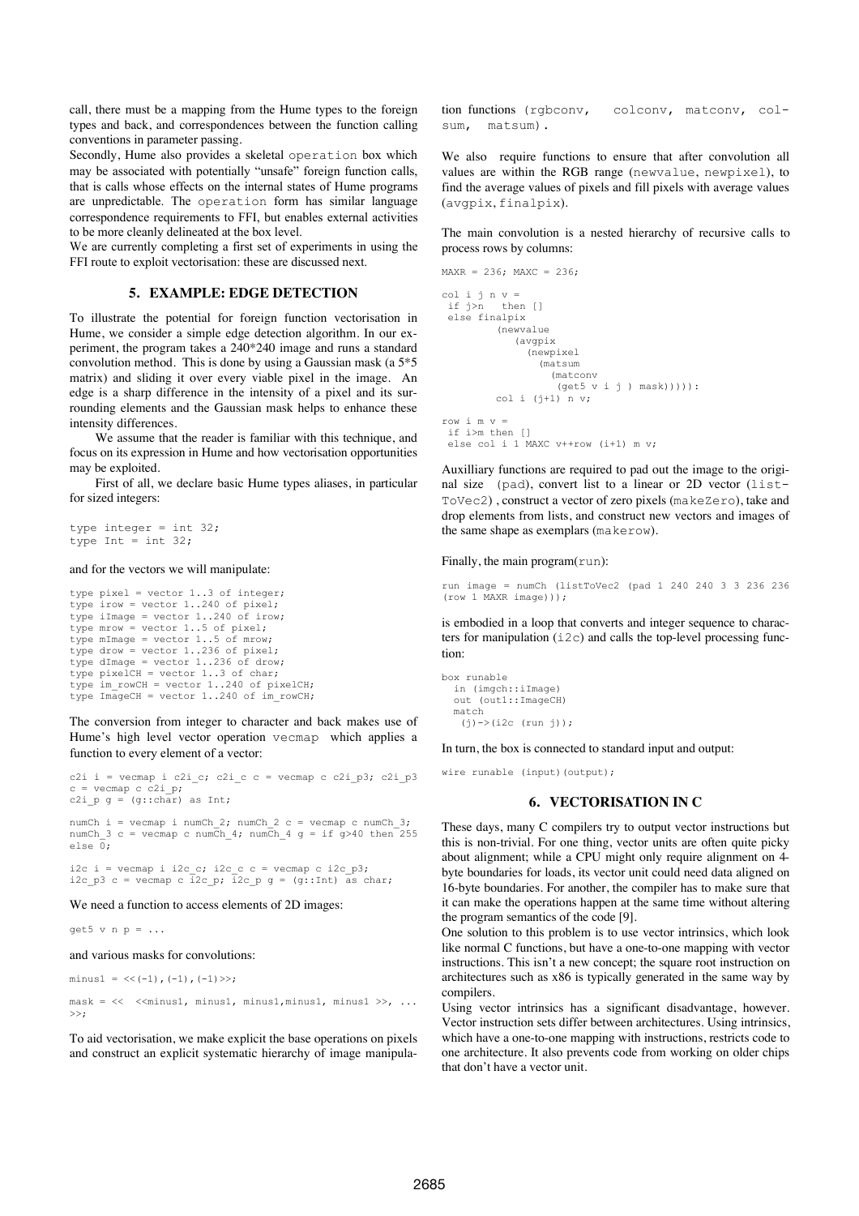call, there must be a mapping from the Hume types to the foreign types and back, and correspondences between the function calling conventions in parameter passing.

Secondly, Hume also provides a skeletal `operation` box which may be associated with potentially "unsafe" foreign function calls, that is calls whose effects on the internal states of Hume programs are unpredictable. The `operation` form has similar language correspondence requirements to FFI, but enables external activities to be more cleanly delineated at the box level.

We are currently completing a first set of experiments in using the FFI route to exploit vectorisation: these are discussed next.

## 5. EXAMPLE: EDGE DETECTION

To illustrate the potential for foreign function vectorisation in Hume, we consider a simple edge detection algorithm. In our experiment, the program takes a 240*240 image and runs a standard convolution method. This is done by using a Gaussian mask (a 5*5 matrix) and sliding it over every viable pixel in the image. An edge is a sharp difference in the intensity of a pixel and its surrounding elements and the Gaussian mask helps to enhance these intensity differences.

We assume that the reader is familiar with this technique, and focus on its expression in Hume and how vectorisation opportunities may be exploited.

First of all, we declare basic Hume types aliases, in particular for sized integers:

```
type integer = int 32;
type Int = int 32;
```

and for the vectors we will manipulate:

```
type pixel = vector 1..3 of integer;
type irow = vector 1..240 of pixel;
type iImage = vector 1..240 of irow;
type mrow = vector 1..5 of pixel;
type mImage = vector 1..5 of mrow;
type drow = vector 1..236 of pixel;
type dImage = vector 1..236 of drow;
type pixelCH = vector 1..3 of char;
type im_rowCH = vector 1..240 of pixelCH;
type ImageCH = vector 1..240 of im_rowCH;
```

The conversion from integer to character and back makes use of Hume's high level vector operation `vecmap` which applies a function to every element of a vector:

```
c2i i = vecmap i c2i_c; c2i_c c = vecmap c c2i_p3; c2i_p3
c = vecmap c c2i_p;
c2i_p g = (g::char) as Int;

numCh i = vecmap i numCh_2; numCh_2 c = vecmap c numCh_3;
numCh_3 c = vecmap c numCh_4; numCh_4 g = if g>40 then 255
else 0;

i2c i = vecmap i i2c_c; i2c_c c = vecmap c i2c_p3;
i2c_p3 c = vecmap c i2c_p; i2c_p g = (g::Int) as char;
```

We need a function to access elements of 2D images:

```
get5 v n p = ...
```

and various masks for convolutions:

```
minus1 = <<(-1),(-1),(-1)>>;

mask = << <<minus1, minus1, minus1,minus1, minus1 >>, ...
>>;
```

To aid vectorisation, we make explicit the base operations on pixels and construct an explicit systematic hierarchy of image manipulation functions (`rgbconv`, `colconv`, `matconv`, `colsum`, `matsum`).

We also require functions to ensure that after convolution all values are within the RGB range (`newvalue`, `newpixel`), to find the average values of pixels and fill pixels with average values (`avgpix`, `finalpix`).

The main convolution is a nested hierarchy of recursive calls to process rows by columns:

```
MAXR = 236; MAXC = 236;

col i j n v =
 if j>n   then []
 else finalpix
        (newvalue
           (avgpix
             (newpixel
               (matsum
                 (matconv
                   (get5 v i j ) mask))))):
        col i (j+1) n v;

row i m v =
 if i>m then []
 else col i 1 MAXC v++row (i+1) m v;
```

Auxilliary functions are required to pad out the image to the original size (`pad`), convert list to a linear or 2D vector (`listToVec2`) , construct a vector of zero pixels (`makeZero`), take and drop elements from lists, and construct new vectors and images of the same shape as exemplars (`makerow`).

Finally, the main program(`run`):

```
run image = numCh (listToVec2 (pad 1 240 240 3 3 236 236
(row 1 MAXR image)));
```

is embodied in a loop that converts and integer sequence to characters for manipulation (`i2c`) and calls the top-level processing function:

```
box runable
  in (imgch::iImage)
  out (out1::ImageCH)
  match
   (j)->(i2c (run j));
```

In turn, the box is connected to standard input and output:

```
wire runable (input)(output);
```

## 6. VECTORISATION IN C

These days, many C compilers try to output vector instructions but this is non-trivial. For one thing, vector units are often quite picky about alignment; while a CPU might only require alignment on 4-byte boundaries for loads, its vector unit could need data aligned on 16-byte boundaries. For another, the compiler has to make sure that it can make the operations happen at the same time without altering the program semantics of the code [9].

One solution to this problem is to use vector intrinsics, which look like normal C functions, but have a one-to-one mapping with vector instructions. This isn't a new concept; the square root instruction on architectures such as x86 is typically generated in the same way by compilers.

Using vector intrinsics has a significant disadvantage, however. Vector instruction sets differ between architectures. Using intrinsics, which have a one-to-one mapping with instructions, restricts code to one architecture. It also prevents code from working on older chips that don't have a vector unit.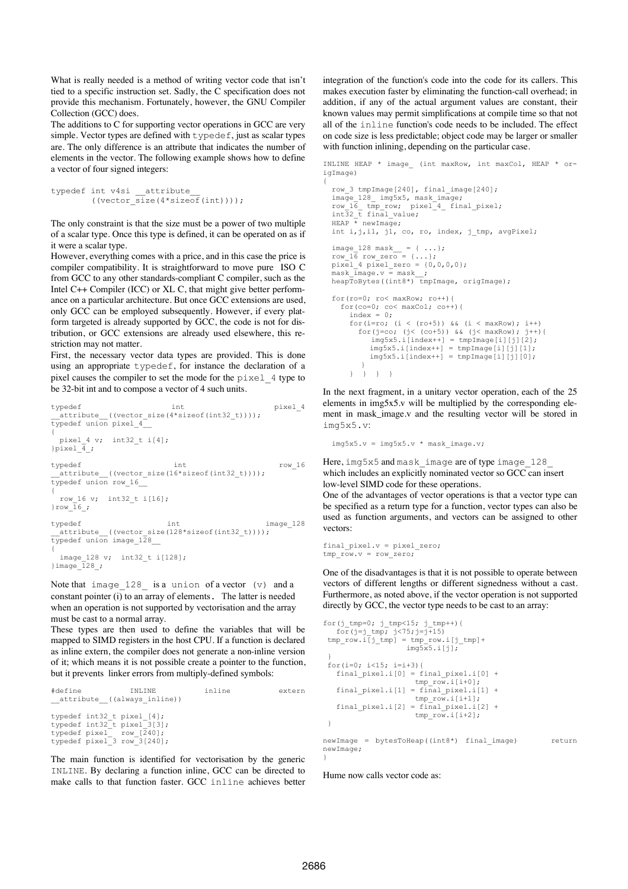What is really needed is a method of writing vector code that isn't tied to a specific instruction set. Sadly, the C specification does not provide this mechanism. Fortunately, however, the GNU Compiler Collection (GCC) does.

The additions to C for supporting vector operations in GCC are very simple. Vector types are defined with `typedef`, just as scalar types are. The only difference is an attribute that indicates the number of elements in the vector. The following example shows how to define a vector of four signed integers:

```
typedef int v4si __attribute__
        ((vector_size(4*sizeof(int))));
```

The only constraint is that the size must be a power of two multiple of a scalar type. Once this type is defined, it can be operated on as if it were a scalar type.

However, everything comes with a price, and in this case the price is compiler compatibility. It is straightforward to move pure ISO C from GCC to any other standards-compliant C compiler, such as the Intel C++ Compiler (ICC) or XL C, that might give better performance on a particular architecture. But once GCC extensions are used, only GCC can be employed subsequently. However, if every platform targeted is already supported by GCC, the code is not for distribution, or GCC extensions are already used elsewhere, this restriction may not matter.

First, the necessary vector data types are provided. This is done using an appropriate `typedef`, for instance the declaration of a pixel causes the compiler to set the mode for the `pixel_4` type to be 32-bit int and to compose a vector of 4 such units.

```
typedef                 int                 pixel_4
__attribute__((vector_size(4*sizeof(int32_t))));
typedef union pixel_4__
{
  pixel_4 v;  int32_t i[4];
}pixel_4_;

typedef                 int                 row_16
__attribute__((vector_size(16*sizeof(int32_t))));
typedef union row_16__
{
  row_16 v;  int32_t i[16];
}row_16_;

typedef                 int                 image_128
__attribute__((vector_size(128*sizeof(int32_t))));
typedef union image_128__
{
  image_128 v;  int32_t i[128];
}image_128_;
```

Note that `image_128_` is a `union` of a vector `(v)` and a constant pointer (i) to an array of elements. The latter is needed when an operation is not supported by vectorisation and the array must be cast to a normal array.

These types are then used to define the variables that will be mapped to SIMD registers in the host CPU. If a function is declared as inline extern, the compiler does not generate a non-inline version of it; which means it is not possible create a pointer to the function, but it prevents linker errors from multiply-defined symbols:

```
#define        INLINE        inline        extern
__attribute__((always_inline))

typedef int32_t pixel_[4];
typedef int32_t pixel_3[3];
typedef pixel_  row_[240];
typedef pixel_3 row_3[240];
```

The main function is identified for vectorisation by the generic `INLINE`. By declaring a function inline, GCC can be directed to make calls to that function faster. GCC `inline` achieves better integration of the function's code into the code for its callers. This makes execution faster by eliminating the function-call overhead; in addition, if any of the actual argument values are constant, their known values may permit simplifications at compile time so that not all of the `inline` function's code needs to be included. The effect on code size is less predictable; object code may be larger or smaller with function inlining, depending on the particular case.

```
INLINE HEAP * image_ (int maxRow, int maxCol, HEAP * origImage)
{
  row_3 tmpImage[240], final_image[240];
  image_128_ img5x5, mask_image;
  row_16_ tmp_row;  pixel_4_ final_pixel;
  int32_t final_value;
  HEAP * newImage;
  int i,j,i1, j1, co, ro, index, j_tmp, avgPixel;

  image_128 mask__ = { ...};
  row_16 row_zero = {...};
  pixel_4 pixel_zero = {0,0,0,0};
  mask_image.v = mask__;
  heapToBytes((int8*) tmpImage, origImage);

  for(ro=0; ro< maxRow; ro++){
    for(co=0; co< maxCol; co++){
      index = 0;
      for(i=ro; (i < (ro+5)) && (i < maxRow); i++)
        for(j=co; (j< (co+5)) && (j< maxRow); j++){
          img5x5.i[index++] = tmpImage[i][j][2];
          img5x5.i[index++] = tmpImage[i][j][1];
          img5x5.i[index++] = tmpImage[i][j][0];
        }
      }  }  }  }
```

In the next fragment, in a unitary vector operation, each of the 25 elements in img5x5.v will be multiplied by the corresponding element in mask_image.v and the resulting vector will be stored in `img5x5.v`:

```
img5x5.v = img5x5.v * mask_image.v;
```

Here, `img5x5` and `mask_image` are of type `image_128_` which includes an explicitly nominated vector so GCC can insert low-level SIMD code for these operations.

One of the advantages of vector operations is that a vector type can be specified as a return type for a function, vector types can also be used as function arguments, and vectors can be assigned to other vectors:

```
final_pixel.v = pixel_zero;
tmp_row.v = row_zero;
```

One of the disadvantages is that it is not possible to operate between vectors of different lengths or different signedness without a cast. Furthermore, as noted above, if the vector operation is not supported directly by GCC, the vector type needs to be cast to an array:

```
for(j_tmp=0; j_tmp<15; j_tmp++){
   for(j=j_tmp; j<75;j=j+15)
 tmp_row.i[j_tmp] = tmp_row.i[j_tmp]+
                    img5x5.i[j];
 }
 for(i=0; i<15; i=i+3){
   final_pixel.i[0] = final_pixel.i[0] +
                      tmp_row.i[i+0];
   final_pixel.i[1] = final_pixel.i[1] +
                      tmp_row.i[i+1];
   final_pixel.i[2] = final_pixel.i[2] +
                      tmp_row.i[i+2];
 }

newImage = bytesToHeap((int8*) final_image)        return
newImage;
}
```

Hume now calls vector code as: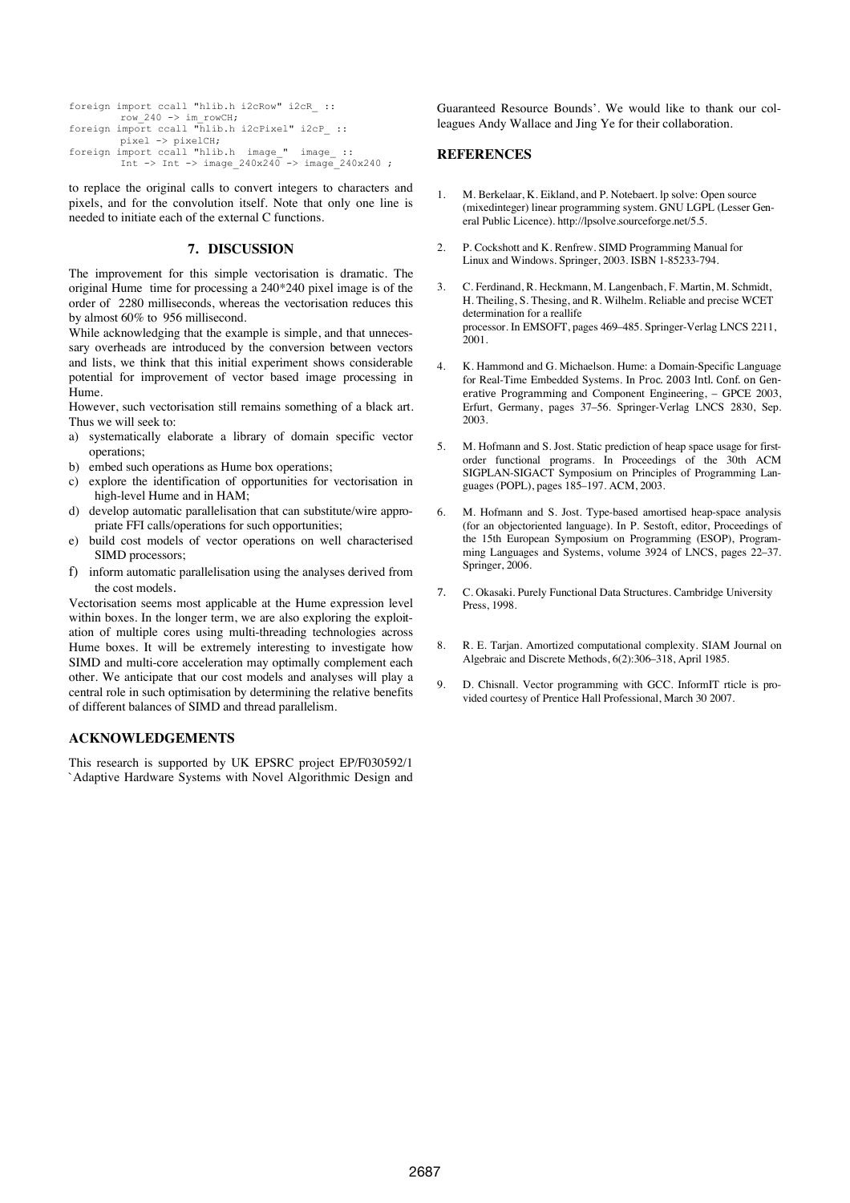```
foreign import ccall "hlib.h i2cRow" i2cR_ ::
        row_240 -> im_rowCH;
foreign import ccall "hlib.h i2cPixel" i2cP_ ::
        pixel -> pixelCH;
foreign import ccall "hlib.h  image_"  image_ ::
        Int -> Int -> image_240x240 -> image_240x240 ;
```

to replace the original calls to convert integers to characters and pixels, and for the convolution itself. Note that only one line is needed to initiate each of the external C functions.

## 7. DISCUSSION

The improvement for this simple vectorisation is dramatic. The original Hume time for processing a 240*240 pixel image is of the order of 2280 milliseconds, whereas the vectorisation reduces this by almost 60% to 956 millisecond.

While acknowledging that the example is simple, and that unnecessary overheads are introduced by the conversion between vectors and lists, we think that this initial experiment shows considerable potential for improvement of vector based image processing in Hume.

However, such vectorisation still remains something of a black art. Thus we will seek to:

a) systematically elaborate a library of domain specific vector operations;
b) embed such operations as Hume box operations;
c) explore the identification of opportunities for vectorisation in high-level Hume and in HAM;
d) develop automatic parallelisation that can substitute/wire appropriate FFI calls/operations for such opportunities;
e) build cost models of vector operations on well characterised SIMD processors;
f) inform automatic parallelisation using the analyses derived from the cost models.

Vectorisation seems most applicable at the Hume expression level within boxes. In the longer term, we are also exploring the exploitation of multiple cores using multi-threading technologies across Hume boxes. It will be extremely interesting to investigate how SIMD and multi-core acceleration may optimally complement each other. We anticipate that our cost models and analyses will play a central role in such optimisation by determining the relative benefits of different balances of SIMD and thread parallelism.

## ACKNOWLEDGEMENTS

This research is supported by UK EPSRC project EP/F030592/1 `Adaptive Hardware Systems with Novel Algorithmic Design and Guaranteed Resource Bounds'. We would like to thank our colleagues Andy Wallace and Jing Ye for their collaboration.

## REFERENCES

1. M. Berkelaar, K. Eikland, and P. Notebaert. lp solve: Open source (mixedinteger) linear programming system. GNU LGPL (Lesser General Public Licence). http://lpsolve.sourceforge.net/5.5.

2. P. Cockshott and K. Renfrew. SIMD Programming Manual for Linux and Windows. Springer, 2003. ISBN 1-85233-794.

3. C. Ferdinand, R. Heckmann, M. Langenbach, F. Martin, M. Schmidt, H. Theiling, S. Thesing, and R. Wilhelm. Reliable and precise WCET determination for a reallife processor. In EMSOFT, pages 469–485. Springer-Verlag LNCS 2211, 2001.

4. K. Hammond and G. Michaelson. Hume: a Domain-Specific Language for Real-Time Embedded Systems. In Proc. 2003 Intl. Conf. on Generative Programming and Component Engineering, – GPCE 2003, Erfurt, Germany, pages 37–56. Springer-Verlag LNCS 2830, Sep. 2003.

5. M. Hofmann and S. Jost. Static prediction of heap space usage for first-order functional programs. In Proceedings of the 30th ACM SIGPLAN-SIGACT Symposium on Principles of Programming Languages (POPL), pages 185–197. ACM, 2003.

6. M. Hofmann and S. Jost. Type-based amortised heap-space analysis (for an objectoriented language). In P. Sestoft, editor, Proceedings of the 15th European Symposium on Programming (ESOP), Programming Languages and Systems, volume 3924 of LNCS, pages 22–37. Springer, 2006.

7. C. Okasaki. Purely Functional Data Structures. Cambridge University Press, 1998.

8. R. E. Tarjan. Amortized computational complexity. SIAM Journal on Algebraic and Discrete Methods, 6(2):306–318, April 1985.

9. D. Chisnall. Vector programming with GCC. InformIT rticle is provided courtesy of Prentice Hall Professional, March 30 2007.